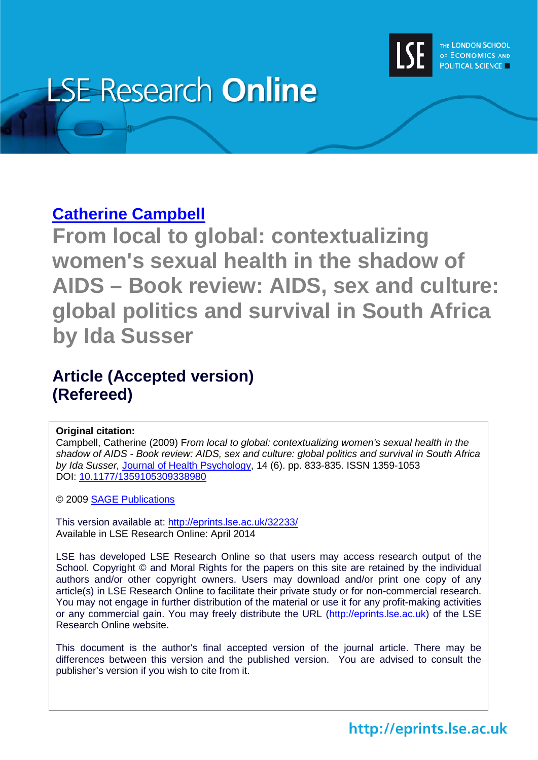LSE Research **Online**

THE LONDON SCHOOL OF ECONOMICS AND POLITICAL SCIENCE

**Catherine Campbell**

# From local to global: contextualizing women's sexual health in the shadow of AIDS – Book review: AIDS, sex and culture: global politics and survival in South Africa by Ida Susser

## Article (Accepted version) (Refereed)

**Original citation:**
Campbell, Catherine (2009) F*rom local to global: contextualizing women's sexual health in the shadow of AIDS - Book review: AIDS, sex and culture: global politics and survival in South Africa by Ida Susser,* Journal of Health Psychology, 14 (6). pp. 833-835. ISSN 1359-1053
DOI: 10.1177/1359105309338980

© 2009 SAGE Publications

This version available at: http://eprints.lse.ac.uk/32233/
Available in LSE Research Online: April 2014

LSE has developed LSE Research Online so that users may access research output of the School. Copyright © and Moral Rights for the papers on this site are retained by the individual authors and/or other copyright owners. Users may download and/or print one copy of any article(s) in LSE Research Online to facilitate their private study or for non-commercial research. You may not engage in further distribution of the material or use it for any profit-making activities or any commercial gain. You may freely distribute the URL (http://eprints.lse.ac.uk) of the LSE Research Online website.

This document is the author's final accepted version of the journal article. There may be differences between this version and the published version. You are advised to consult the publisher's version if you wish to cite from it.

http://eprints.lse.ac.uk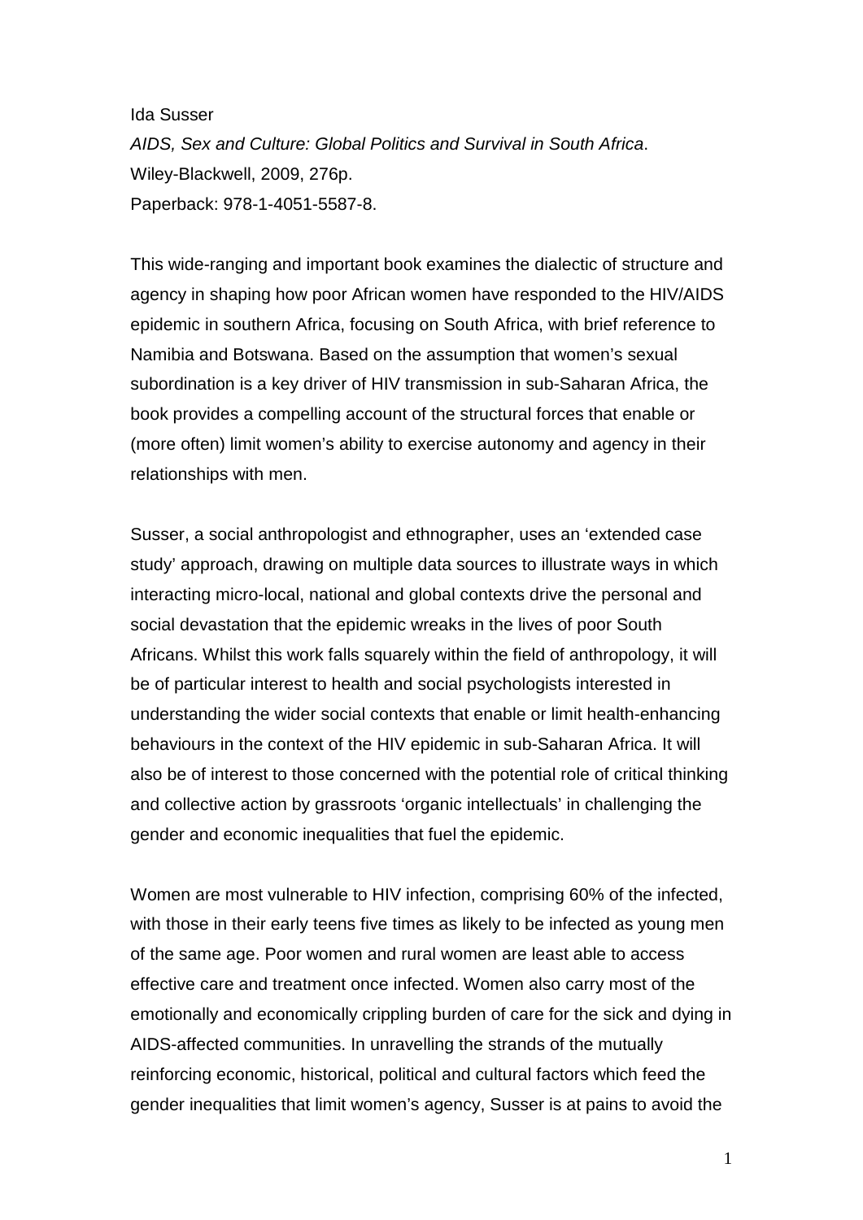Ida Susser

*AIDS, Sex and Culture: Global Politics and Survival in South Africa*.

Wiley-Blackwell, 2009, 276p.

Paperback: 978-1-4051-5587-8.

This wide-ranging and important book examines the dialectic of structure and agency in shaping how poor African women have responded to the HIV/AIDS epidemic in southern Africa, focusing on South Africa, with brief reference to Namibia and Botswana. Based on the assumption that women's sexual subordination is a key driver of HIV transmission in sub-Saharan Africa, the book provides a compelling account of the structural forces that enable or (more often) limit women's ability to exercise autonomy and agency in their relationships with men.

Susser, a social anthropologist and ethnographer, uses an 'extended case study' approach, drawing on multiple data sources to illustrate ways in which interacting micro-local, national and global contexts drive the personal and social devastation that the epidemic wreaks in the lives of poor South Africans. Whilst this work falls squarely within the field of anthropology, it will be of particular interest to health and social psychologists interested in understanding the wider social contexts that enable or limit health-enhancing behaviours in the context of the HIV epidemic in sub-Saharan Africa. It will also be of interest to those concerned with the potential role of critical thinking and collective action by grassroots 'organic intellectuals' in challenging the gender and economic inequalities that fuel the epidemic.

Women are most vulnerable to HIV infection, comprising 60% of the infected, with those in their early teens five times as likely to be infected as young men of the same age. Poor women and rural women are least able to access effective care and treatment once infected. Women also carry most of the emotionally and economically crippling burden of care for the sick and dying in AIDS-affected communities. In unravelling the strands of the mutually reinforcing economic, historical, political and cultural factors which feed the gender inequalities that limit women's agency, Susser is at pains to avoid the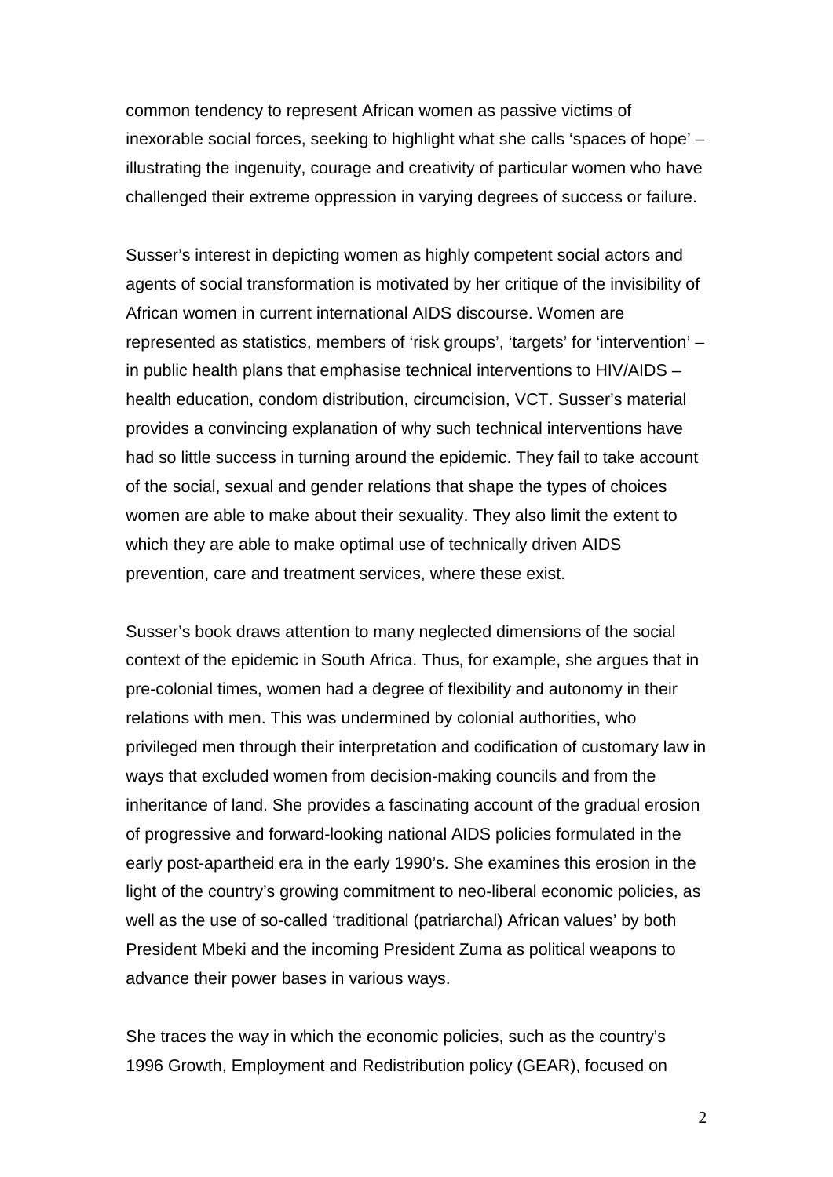common tendency to represent African women as passive victims of inexorable social forces, seeking to highlight what she calls 'spaces of hope' – illustrating the ingenuity, courage and creativity of particular women who have challenged their extreme oppression in varying degrees of success or failure.

Susser's interest in depicting women as highly competent social actors and agents of social transformation is motivated by her critique of the invisibility of African women in current international AIDS discourse. Women are represented as statistics, members of 'risk groups', 'targets' for 'intervention' – in public health plans that emphasise technical interventions to HIV/AIDS – health education, condom distribution, circumcision, VCT. Susser's material provides a convincing explanation of why such technical interventions have had so little success in turning around the epidemic. They fail to take account of the social, sexual and gender relations that shape the types of choices women are able to make about their sexuality. They also limit the extent to which they are able to make optimal use of technically driven AIDS prevention, care and treatment services, where these exist.

Susser's book draws attention to many neglected dimensions of the social context of the epidemic in South Africa. Thus, for example, she argues that in pre-colonial times, women had a degree of flexibility and autonomy in their relations with men. This was undermined by colonial authorities, who privileged men through their interpretation and codification of customary law in ways that excluded women from decision-making councils and from the inheritance of land. She provides a fascinating account of the gradual erosion of progressive and forward-looking national AIDS policies formulated in the early post-apartheid era in the early 1990's. She examines this erosion in the light of the country's growing commitment to neo-liberal economic policies, as well as the use of so-called 'traditional (patriarchal) African values' by both President Mbeki and the incoming President Zuma as political weapons to advance their power bases in various ways.

She traces the way in which the economic policies, such as the country's 1996 Growth, Employment and Redistribution policy (GEAR), focused on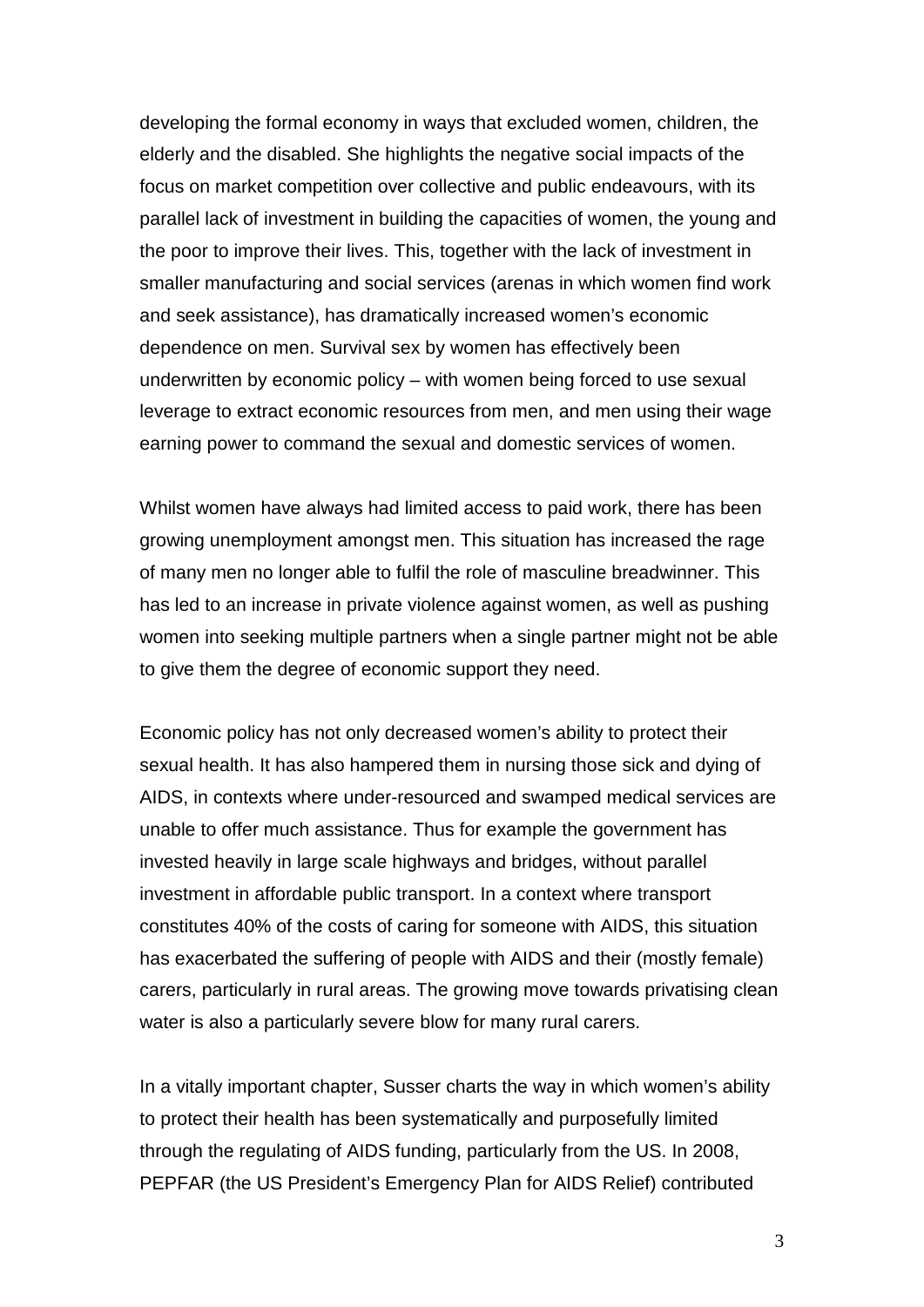developing the formal economy in ways that excluded women, children, the elderly and the disabled. She highlights the negative social impacts of the focus on market competition over collective and public endeavours, with its parallel lack of investment in building the capacities of women, the young and the poor to improve their lives. This, together with the lack of investment in smaller manufacturing and social services (arenas in which women find work and seek assistance), has dramatically increased women's economic dependence on men. Survival sex by women has effectively been underwritten by economic policy – with women being forced to use sexual leverage to extract economic resources from men, and men using their wage earning power to command the sexual and domestic services of women.

Whilst women have always had limited access to paid work, there has been growing unemployment amongst men. This situation has increased the rage of many men no longer able to fulfil the role of masculine breadwinner. This has led to an increase in private violence against women, as well as pushing women into seeking multiple partners when a single partner might not be able to give them the degree of economic support they need.

Economic policy has not only decreased women's ability to protect their sexual health. It has also hampered them in nursing those sick and dying of AIDS, in contexts where under-resourced and swamped medical services are unable to offer much assistance. Thus for example the government has invested heavily in large scale highways and bridges, without parallel investment in affordable public transport. In a context where transport constitutes 40% of the costs of caring for someone with AIDS, this situation has exacerbated the suffering of people with AIDS and their (mostly female) carers, particularly in rural areas. The growing move towards privatising clean water is also a particularly severe blow for many rural carers.

In a vitally important chapter, Susser charts the way in which women's ability to protect their health has been systematically and purposefully limited through the regulating of AIDS funding, particularly from the US. In 2008, PEPFAR (the US President's Emergency Plan for AIDS Relief) contributed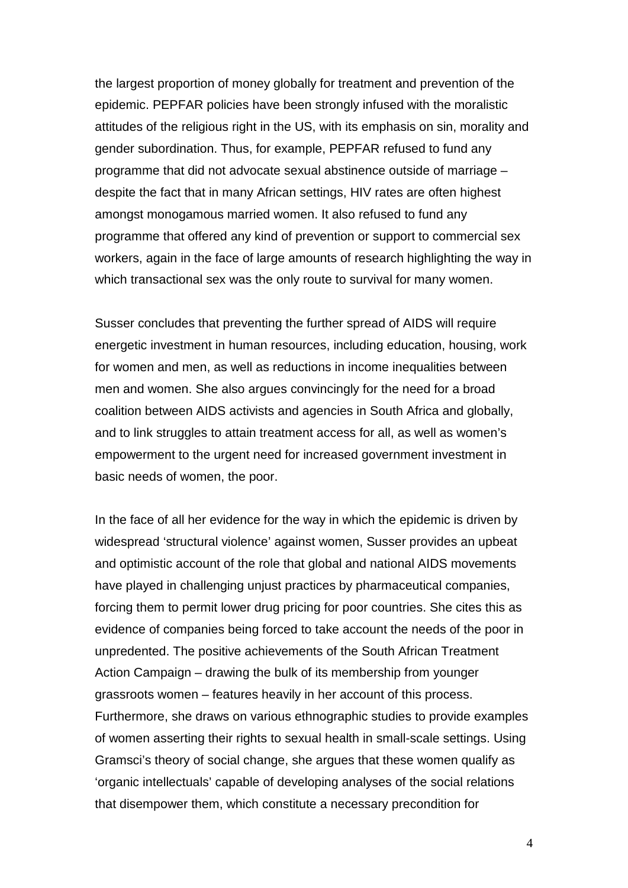the largest proportion of money globally for treatment and prevention of the epidemic. PEPFAR policies have been strongly infused with the moralistic attitudes of the religious right in the US, with its emphasis on sin, morality and gender subordination. Thus, for example, PEPFAR refused to fund any programme that did not advocate sexual abstinence outside of marriage – despite the fact that in many African settings, HIV rates are often highest amongst monogamous married women. It also refused to fund any programme that offered any kind of prevention or support to commercial sex workers, again in the face of large amounts of research highlighting the way in which transactional sex was the only route to survival for many women.

Susser concludes that preventing the further spread of AIDS will require energetic investment in human resources, including education, housing, work for women and men, as well as reductions in income inequalities between men and women. She also argues convincingly for the need for a broad coalition between AIDS activists and agencies in South Africa and globally, and to link struggles to attain treatment access for all, as well as women's empowerment to the urgent need for increased government investment in basic needs of women, the poor.

In the face of all her evidence for the way in which the epidemic is driven by widespread 'structural violence' against women, Susser provides an upbeat and optimistic account of the role that global and national AIDS movements have played in challenging unjust practices by pharmaceutical companies, forcing them to permit lower drug pricing for poor countries. She cites this as evidence of companies being forced to take account the needs of the poor in unpredented. The positive achievements of the South African Treatment Action Campaign – drawing the bulk of its membership from younger grassroots women – features heavily in her account of this process. Furthermore, she draws on various ethnographic studies to provide examples of women asserting their rights to sexual health in small-scale settings. Using Gramsci's theory of social change, she argues that these women qualify as 'organic intellectuals' capable of developing analyses of the social relations that disempower them, which constitute a necessary precondition for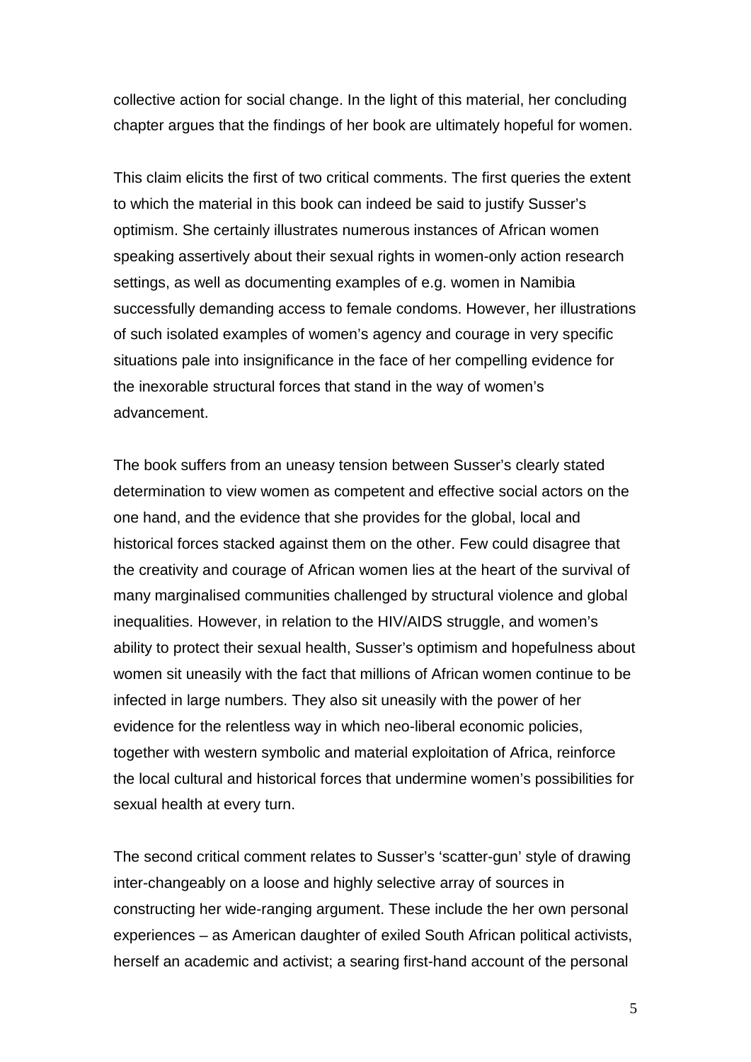collective action for social change. In the light of this material, her concluding chapter argues that the findings of her book are ultimately hopeful for women.

This claim elicits the first of two critical comments. The first queries the extent to which the material in this book can indeed be said to justify Susser's optimism. She certainly illustrates numerous instances of African women speaking assertively about their sexual rights in women-only action research settings, as well as documenting examples of e.g. women in Namibia successfully demanding access to female condoms. However, her illustrations of such isolated examples of women's agency and courage in very specific situations pale into insignificance in the face of her compelling evidence for the inexorable structural forces that stand in the way of women's advancement.

The book suffers from an uneasy tension between Susser's clearly stated determination to view women as competent and effective social actors on the one hand, and the evidence that she provides for the global, local and historical forces stacked against them on the other. Few could disagree that the creativity and courage of African women lies at the heart of the survival of many marginalised communities challenged by structural violence and global inequalities. However, in relation to the HIV/AIDS struggle, and women's ability to protect their sexual health, Susser's optimism and hopefulness about women sit uneasily with the fact that millions of African women continue to be infected in large numbers. They also sit uneasily with the power of her evidence for the relentless way in which neo-liberal economic policies, together with western symbolic and material exploitation of Africa, reinforce the local cultural and historical forces that undermine women's possibilities for sexual health at every turn.

The second critical comment relates to Susser's 'scatter-gun' style of drawing inter-changeably on a loose and highly selective array of sources in constructing her wide-ranging argument. These include the her own personal experiences – as American daughter of exiled South African political activists, herself an academic and activist; a searing first-hand account of the personal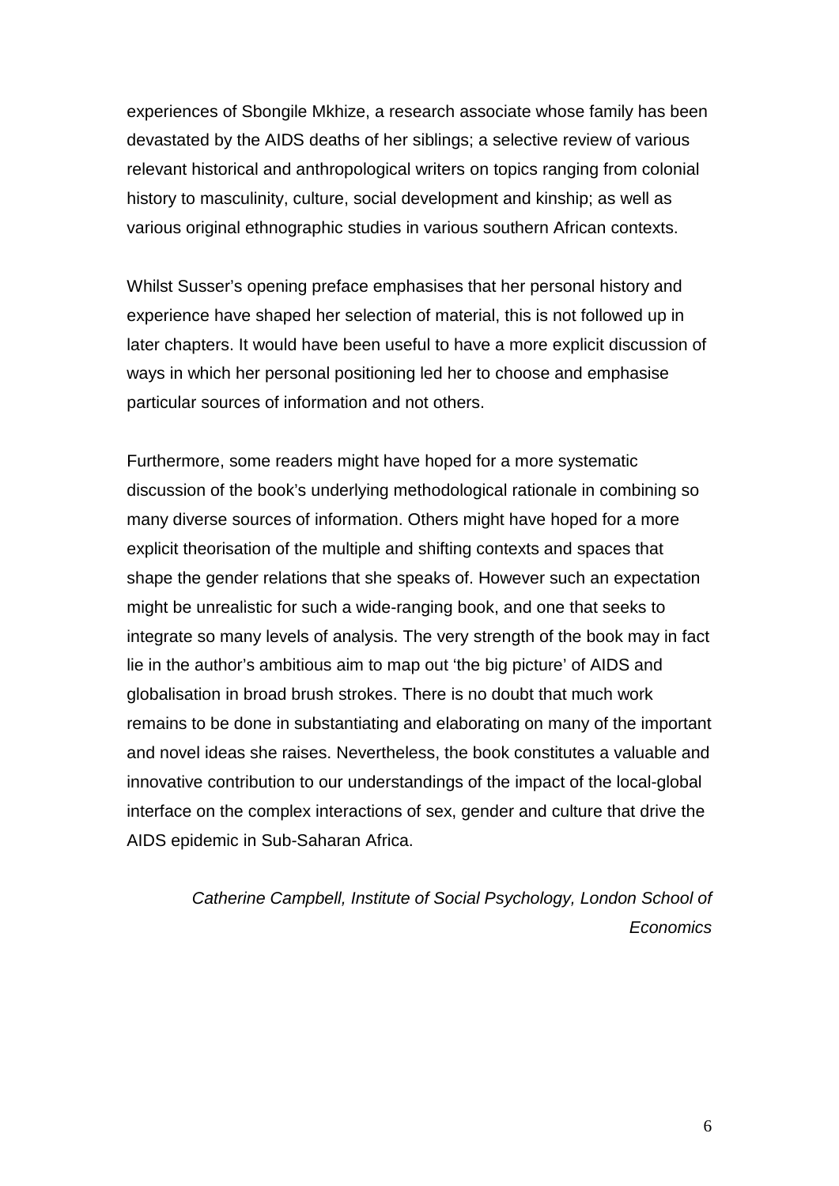experiences of Sbongile Mkhize, a research associate whose family has been devastated by the AIDS deaths of her siblings; a selective review of various relevant historical and anthropological writers on topics ranging from colonial history to masculinity, culture, social development and kinship; as well as various original ethnographic studies in various southern African contexts.

Whilst Susser's opening preface emphasises that her personal history and experience have shaped her selection of material, this is not followed up in later chapters. It would have been useful to have a more explicit discussion of ways in which her personal positioning led her to choose and emphasise particular sources of information and not others.

Furthermore, some readers might have hoped for a more systematic discussion of the book's underlying methodological rationale in combining so many diverse sources of information. Others might have hoped for a more explicit theorisation of the multiple and shifting contexts and spaces that shape the gender relations that she speaks of. However such an expectation might be unrealistic for such a wide-ranging book, and one that seeks to integrate so many levels of analysis. The very strength of the book may in fact lie in the author's ambitious aim to map out 'the big picture' of AIDS and globalisation in broad brush strokes. There is no doubt that much work remains to be done in substantiating and elaborating on many of the important and novel ideas she raises. Nevertheless, the book constitutes a valuable and innovative contribution to our understandings of the impact of the local-global interface on the complex interactions of sex, gender and culture that drive the AIDS epidemic in Sub-Saharan Africa.

*Catherine Campbell, Institute of Social Psychology, London School of Economics*